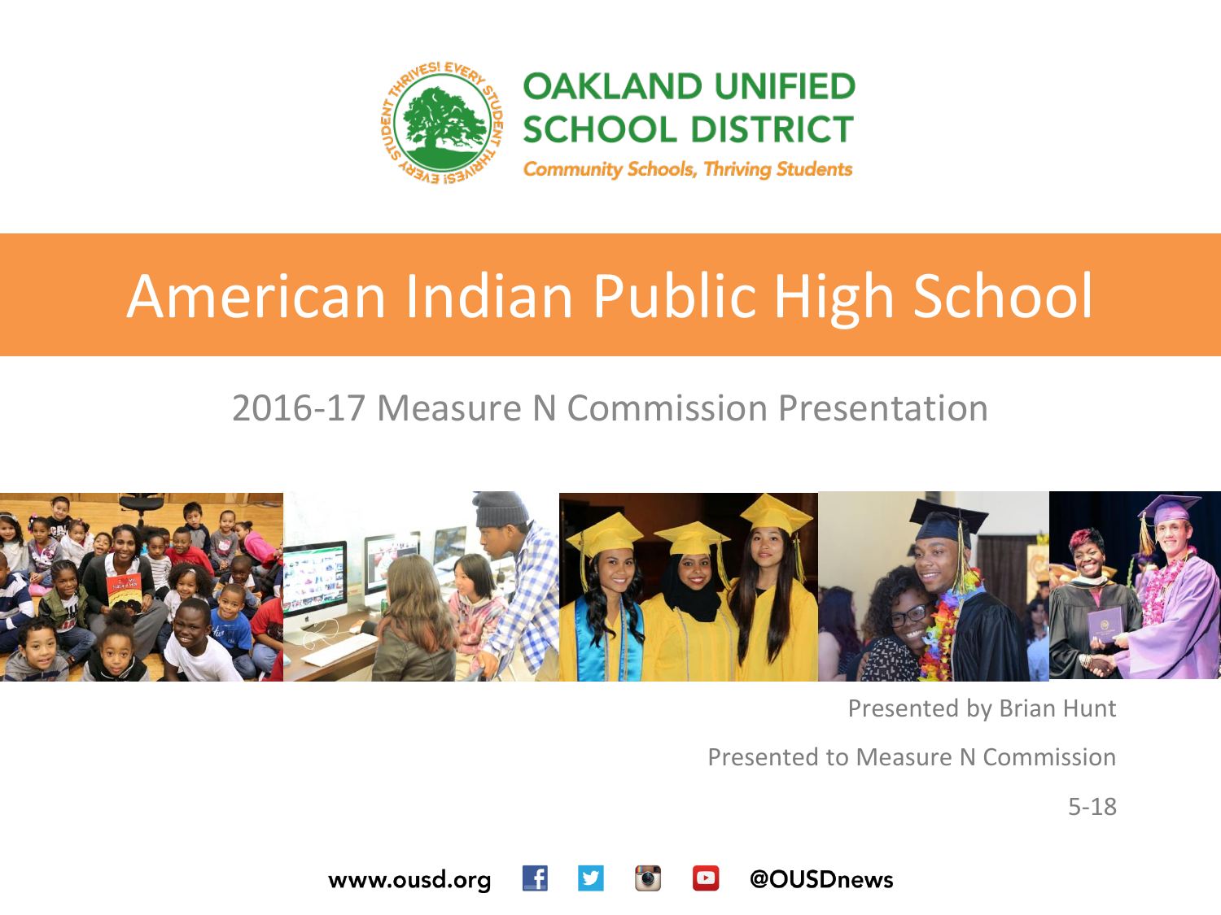OAKLAND UNIFIED SCHOOL DISTRICT

*Community Schools, Thriving Students*

# American Indian Public High School

## 2016-17 Measure N Commission Presentation

Presented by Brian Hunt

Presented to Measure N Commission

5-18

www.ousd.org @OUSDnews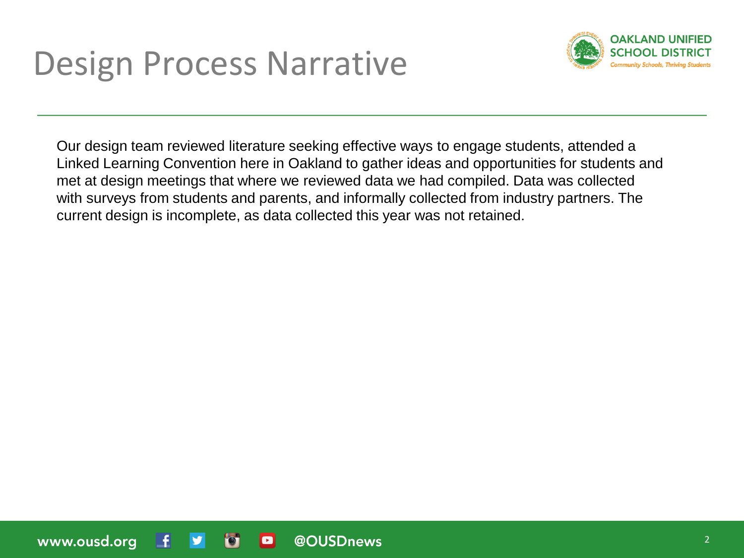# Design Process Narrative

Our design team reviewed literature seeking effective ways to engage students, attended a Linked Learning Convention here in Oakland to gather ideas and opportunities for students and met at design meetings that where we reviewed data we had compiled. Data was collected with surveys from students and parents, and informally collected from industry partners. The current design is incomplete, as data collected this year was not retained.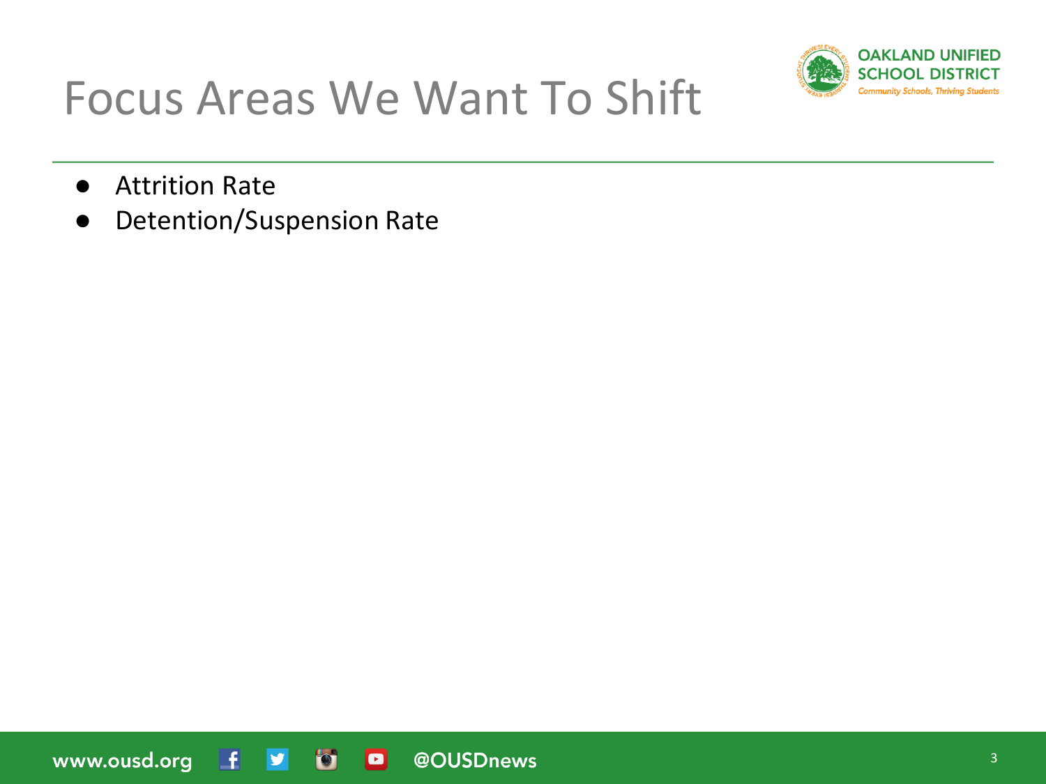# Focus Areas We Want To Shift

- Attrition Rate
- Detention/Suspension Rate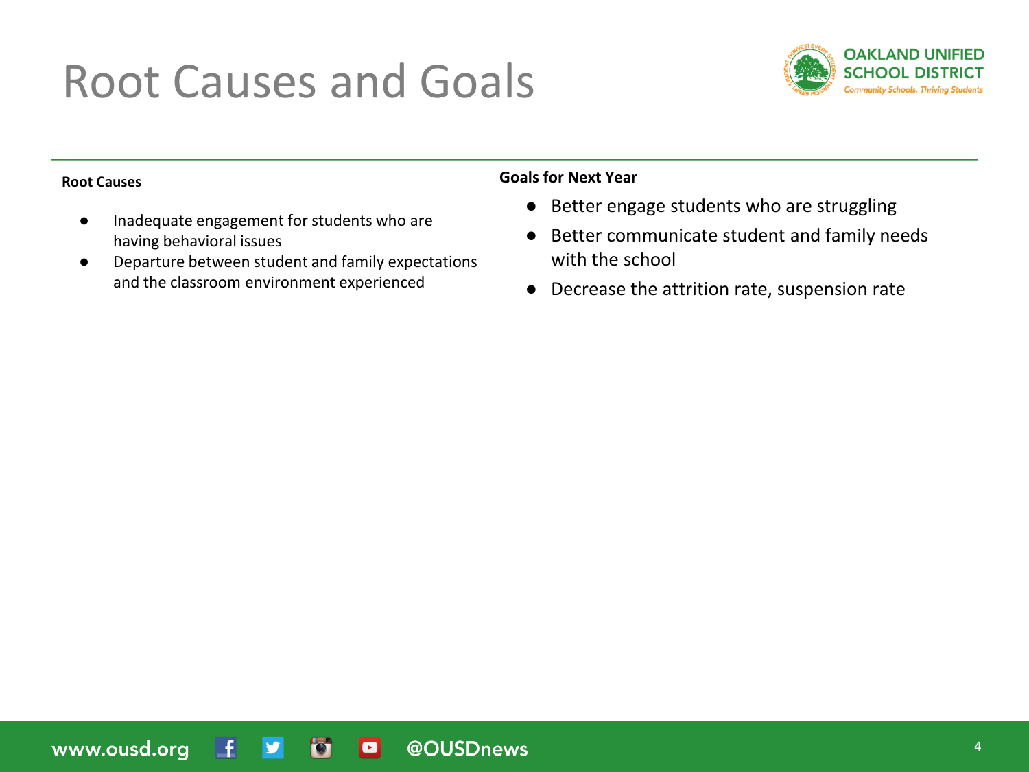# Root Causes and Goals

**Root Causes**

- Inadequate engagement for students who are having behavioral issues
- Departure between student and family expectations and the classroom environment experienced

**Goals for Next Year**

- Better engage students who are struggling
- Better communicate student and family needs with the school
- Decrease the attrition rate, suspension rate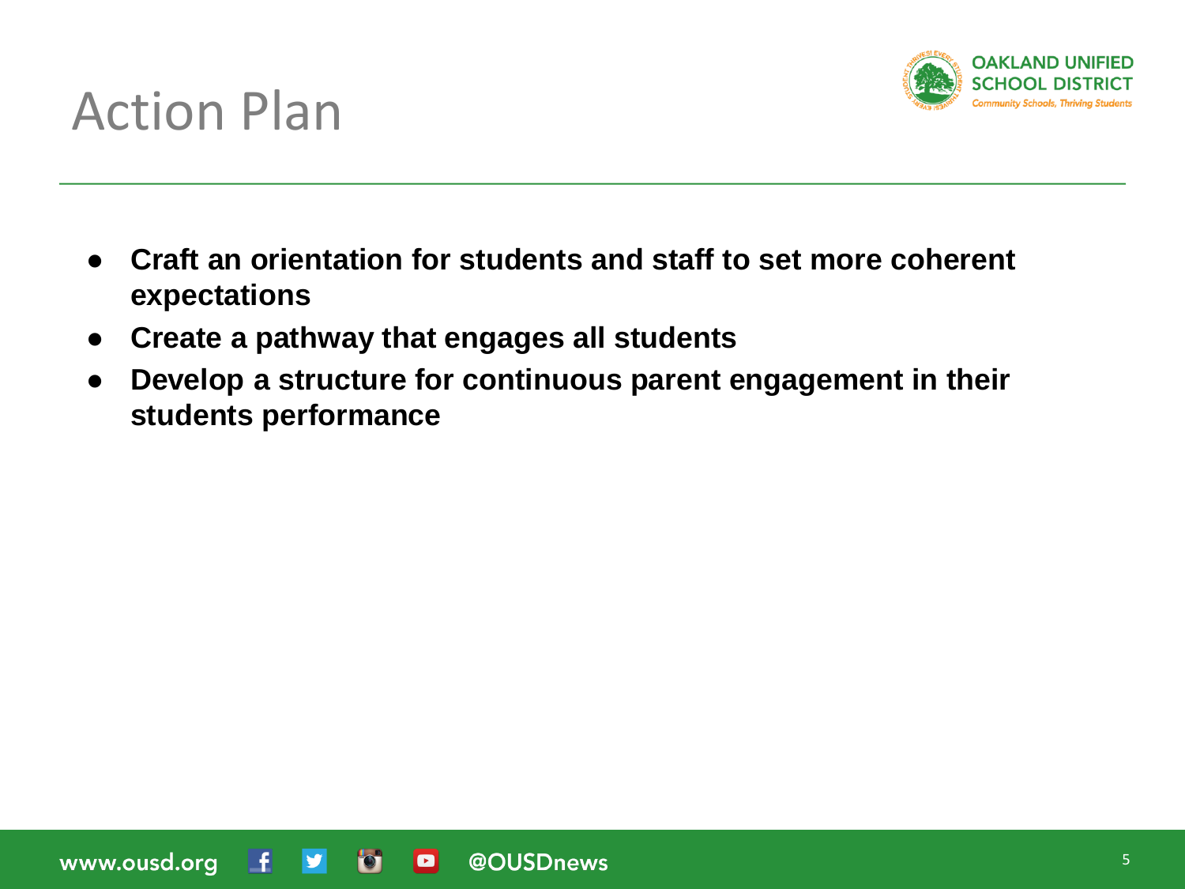# Action Plan

- **Craft an orientation for students and staff to set more coherent expectations**
- **Create a pathway that engages all students**
- **Develop a structure for continuous parent engagement in their students performance**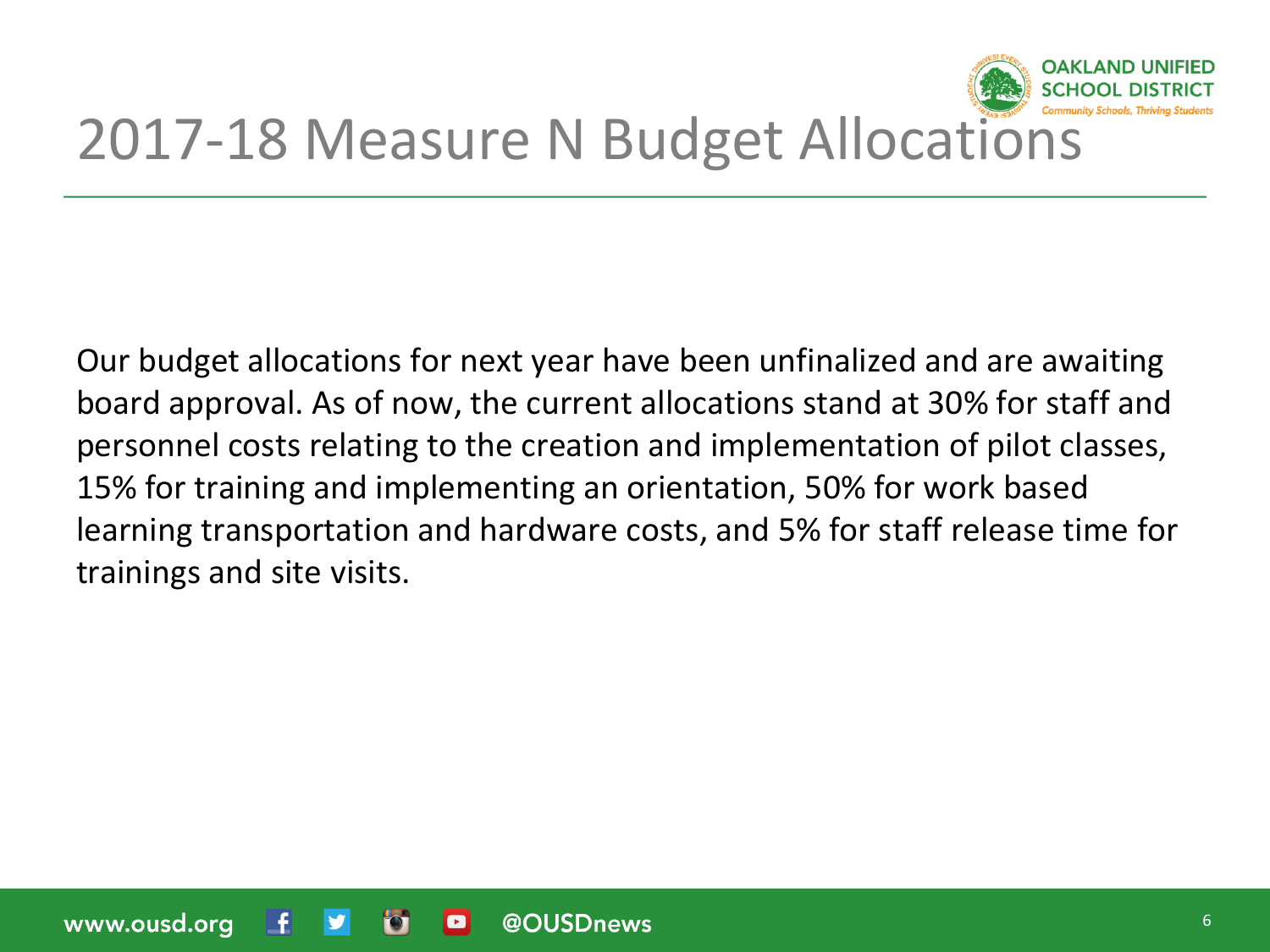# 2017-18 Measure N Budget Allocations

Our budget allocations for next year have been unfinalized and are awaiting board approval. As of now, the current allocations stand at 30% for staff and personnel costs relating to the creation and implementation of pilot classes, 15% for training and implementing an orientation, 50% for work based learning transportation and hardware costs, and 5% for staff release time for trainings and site visits.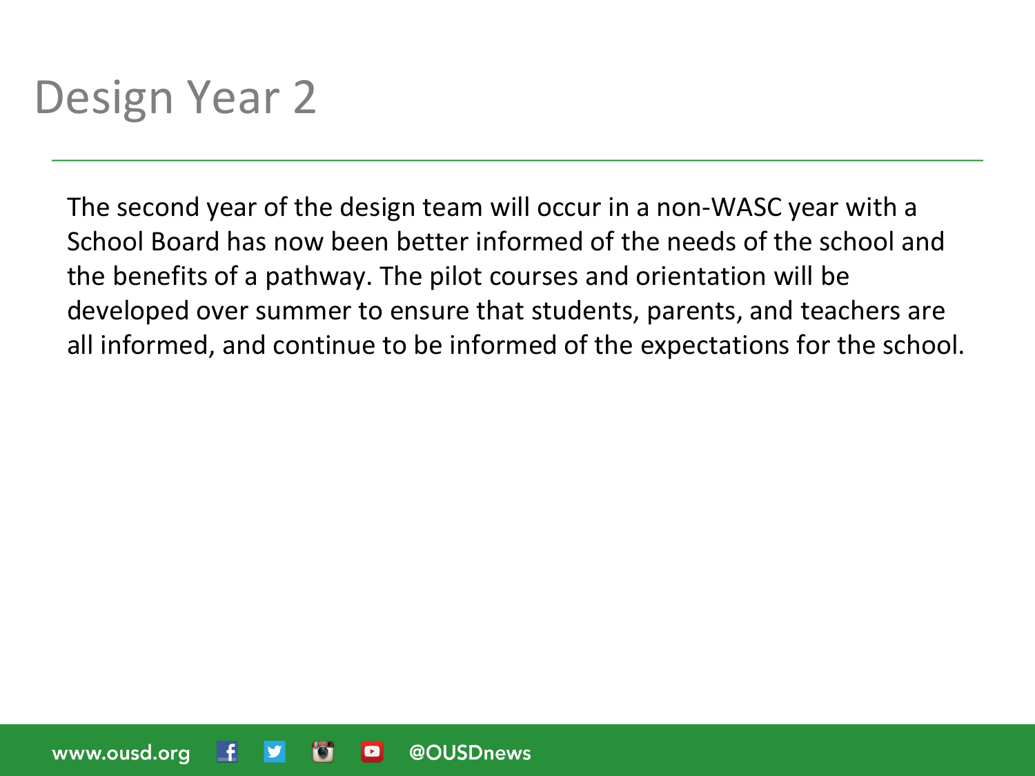# Design Year 2

The second year of the design team will occur in a non-WASC year with a School Board has now been better informed of the needs of the school and the benefits of a pathway. The pilot courses and orientation will be developed over summer to ensure that students, parents, and teachers are all informed, and continue to be informed of the expectations for the school.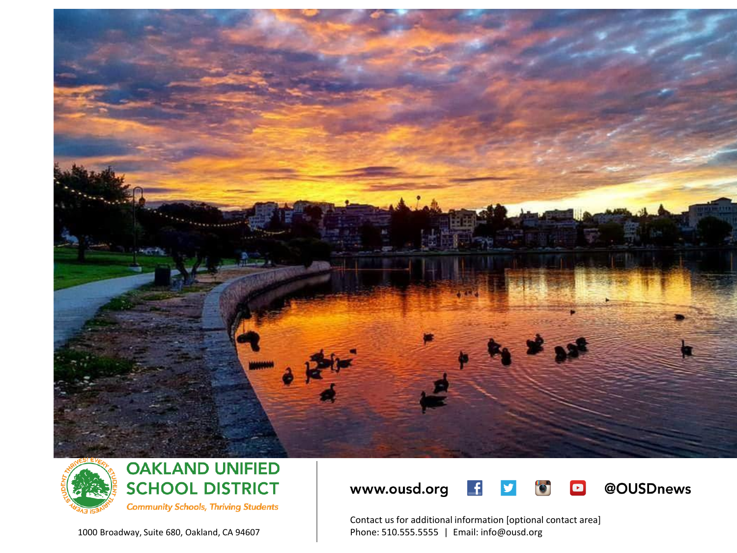OAKLAND UNIFIED SCHOOL DISTRICT

*Community Schools, Thriving Students*

1000 Broadway, Suite 680, Oakland, CA 94607

www.ousd.org @OUSDnews

Contact us for additional information [optional contact area]

Phone: 510.555.5555 | Email: info@ousd.org